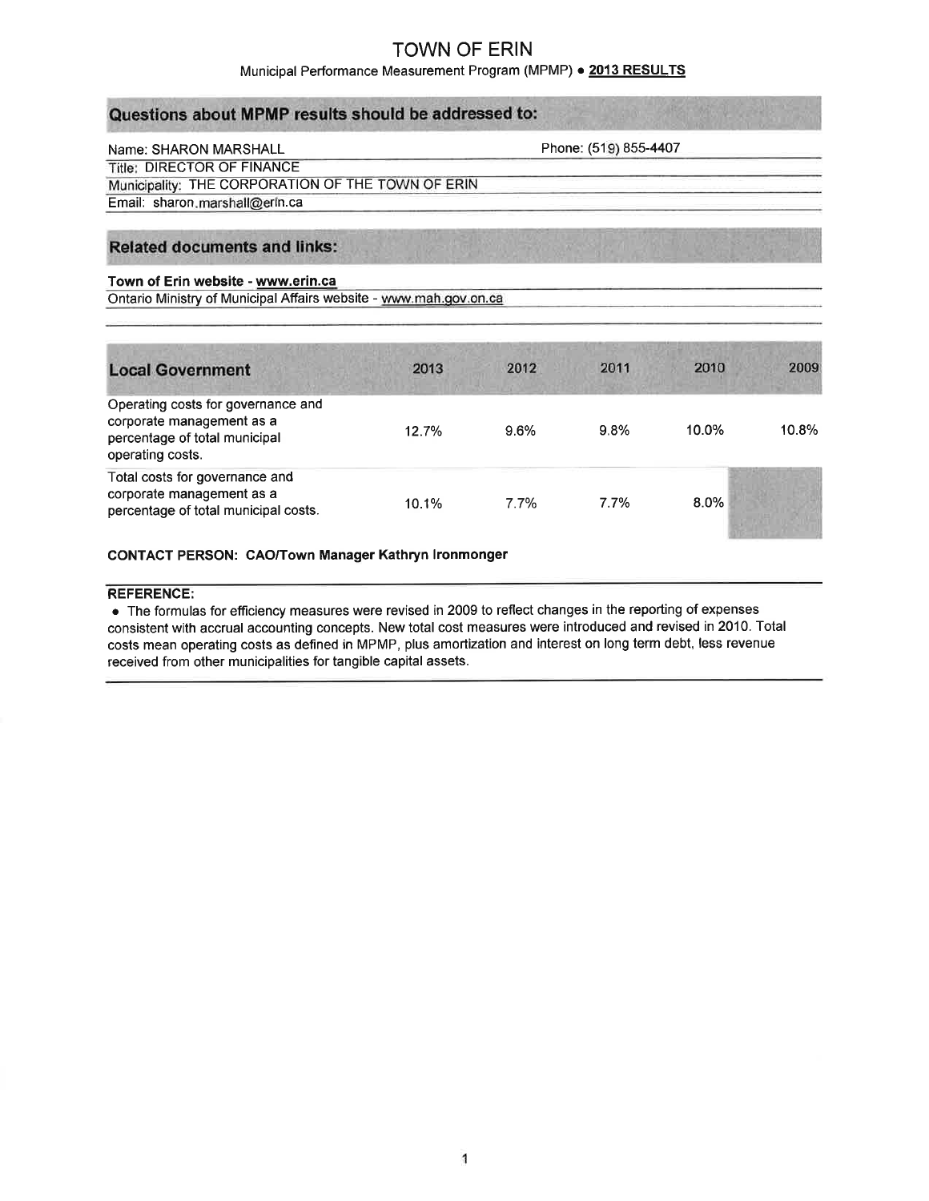# TOWN OF ERIN

Municipal Performance Measurement Program (MPMP) • **2013 RESULTS**

## Questions about MPMP results should be addressed to:

| | |
|---|---|
| Name: SHARON MARSHALL | Phone: (519) 855-4407 |
| Title: DIRECTOR OF FINANCE | |
| Municipality: THE CORPORATION OF THE TOWN OF ERIN | |
| Email: sharon.marshall@erin.ca | |

## Related documents and links:

**Town of Erin website - www.erin.ca**

Ontario Ministry of Municipal Affairs website - www.mah.gov.on.ca

| Local Government | 2013 | 2012 | 2011 | 2010 | 2009 |
|---|---|---|---|---|---|
| Operating costs for governance and corporate management as a percentage of total municipal operating costs. | 12.7% | 9.6% | 9.8% | 10.0% | 10.8% |
| Total costs for governance and corporate management as a percentage of total municipal costs. | 10.1% | 7.7% | 7.7% | 8.0% | |

**CONTACT PERSON: CAO/Town Manager Kathryn Ironmonger**

**REFERENCE:**

- The formulas for efficiency measures were revised in 2009 to reflect changes in the reporting of expenses consistent with accrual accounting concepts. New total cost measures were introduced and revised in 2010. Total costs mean operating costs as defined in MPMP, plus amortization and interest on long term debt, less revenue received from other municipalities for tangible capital assets.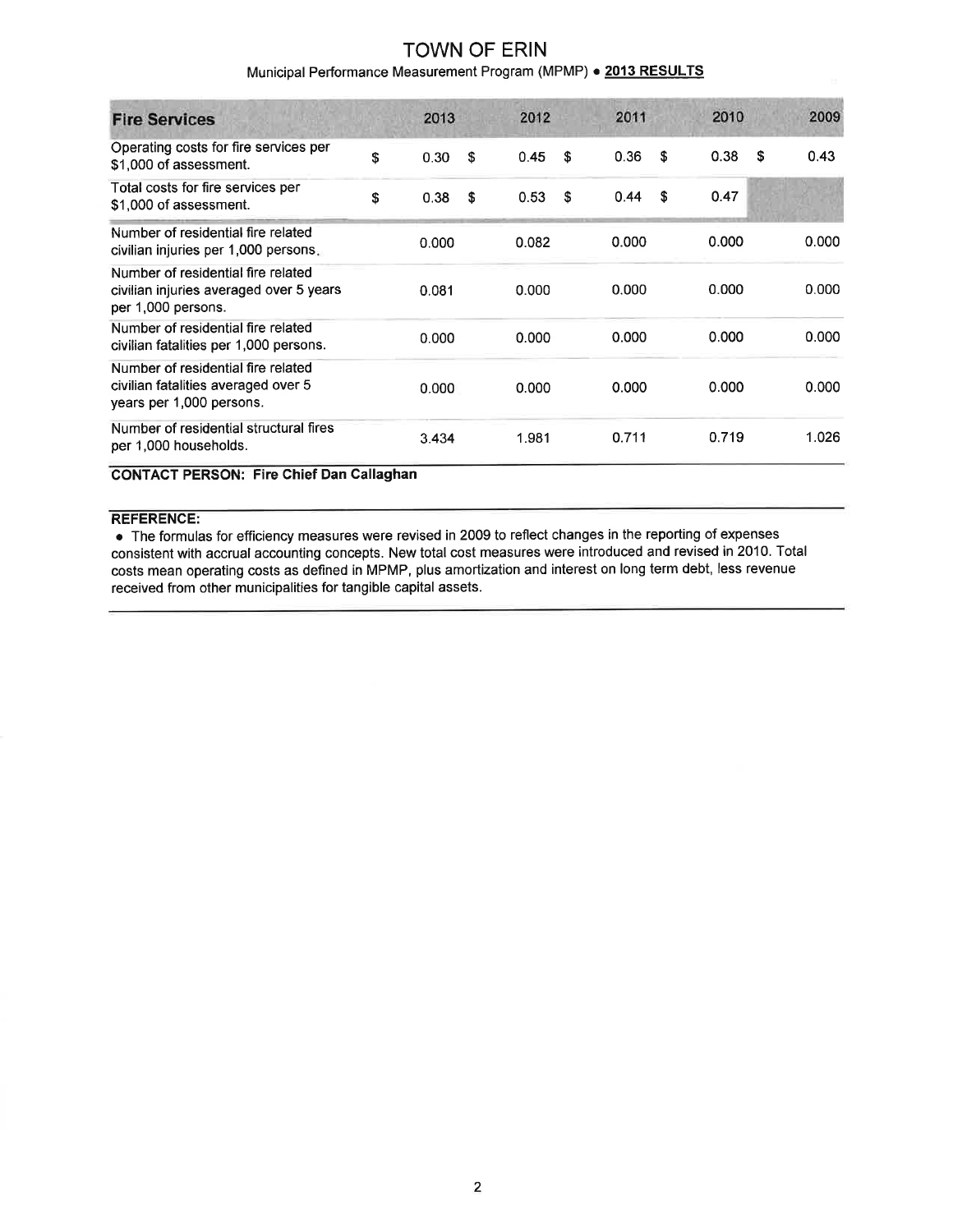# TOWN OF ERIN

Municipal Performance Measurement Program (MPMP) • **2013 RESULTS**

| Fire Services | 2013 | 2012 | 2011 | 2010 | 2009 |
|---|---|---|---|---|---|
| Operating costs for fire services per $1,000 of assessment. | $ 0.30 | $ 0.45 | $ 0.36 | $ 0.38 | $ 0.43 |
| Total costs for fire services per $1,000 of assessment. | $ 0.38 | $ 0.53 | $ 0.44 | $ 0.47 | |
| Number of residential fire related civilian injuries per 1,000 persons. | 0.000 | 0.082 | 0.000 | 0.000 | 0.000 |
| Number of residential fire related civilian injuries averaged over 5 years per 1,000 persons. | 0.081 | 0.000 | 0.000 | 0.000 | 0.000 |
| Number of residential fire related civilian fatalities per 1,000 persons. | 0.000 | 0.000 | 0.000 | 0.000 | 0.000 |
| Number of residential fire related civilian fatalities averaged over 5 years per 1,000 persons. | 0.000 | 0.000 | 0.000 | 0.000 | 0.000 |
| Number of residential structural fires per 1,000 households. | 3.434 | 1.981 | 0.711 | 0.719 | 1.026 |

**CONTACT PERSON: Fire Chief Dan Callaghan**

**REFERENCE:**

- The formulas for efficiency measures were revised in 2009 to reflect changes in the reporting of expenses consistent with accrual accounting concepts. New total cost measures were introduced and revised in 2010. Total costs mean operating costs as defined in MPMP, plus amortization and interest on long term debt, less revenue received from other municipalities for tangible capital assets.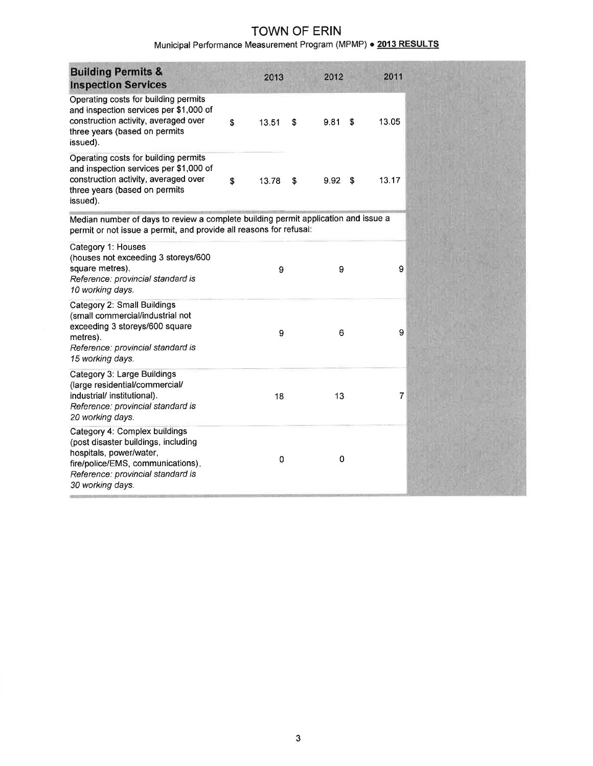# TOWN OF ERIN

Municipal Performance Measurement Program (MPMP) • **2013 RESULTS**

| **Building Permits & Inspection Services** | 2013 | 2012 | 2011 |
|---|---|---|---|
| Operating costs for building permits and inspection services per $1,000 of construction activity, averaged over three years (based on permits issued). | $ 13.51 | $ 9.81 | $ 13.05 |
| Operating costs for building permits and inspection services per $1,000 of construction activity, averaged over three years (based on permits issued). | $ 13.78 | $ 9.92 | $ 13.17 |
| Median number of days to review a complete building permit application and issue a permit or not issue a permit, and provide all reasons for refusal: | | | |
| Category 1: Houses (houses not exceeding 3 storeys/600 square metres). *Reference: provincial standard is 10 working days.* | 9 | 9 | 9 |
| Category 2: Small Buildings (small commercial/industrial not exceeding 3 storeys/600 square metres). *Reference: provincial standard is 15 working days.* | 9 | 6 | 9 |
| Category 3: Large Buildings (large residential/commercial/ industrial/ institutional). *Reference: provincial standard is 20 working days.* | 18 | 13 | 7 |
| Category 4: Complex buildings (post disaster buildings, including hospitals, power/water, fire/police/EMS, communications). *Reference: provincial standard is 30 working days.* | 0 | 0 | |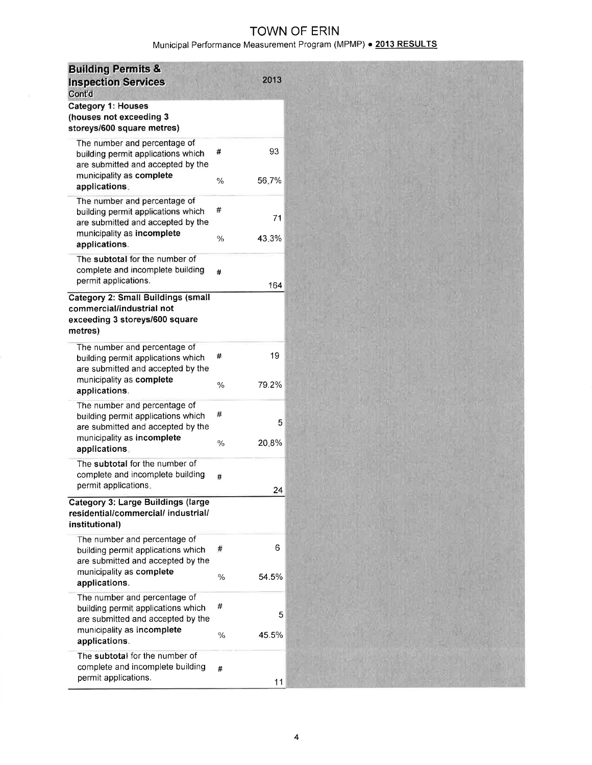# TOWN OF ERIN

Municipal Performance Measurement Program (MPMP) • **2013 RESULTS**

| **Building Permits & Inspection Services** Cont'd | | 2013 |
|---|---|---|
| **Category 1: Houses (houses not exceeding 3 storeys/600 square metres)** | | |
| The number and percentage of building permit applications which are submitted and accepted by the municipality as **complete applications**. | # | 93 |
| | % | 56.7% |
| The number and percentage of building permit applications which are submitted and accepted by the municipality as **incomplete applications**. | # | 71 |
| | % | 43.3% |
| The **subtotal** for the number of complete and incomplete building permit applications. | # | 164 |
| **Category 2: Small Buildings (small commercial/industrial not exceeding 3 storeys/600 square metres)** | | |
| The number and percentage of building permit applications which are submitted and accepted by the municipality as **complete applications**. | # | 19 |
| | % | 79.2% |
| The number and percentage of building permit applications which are submitted and accepted by the municipality as **incomplete applications**. | # | 5 |
| | % | 20.8% |
| The **subtotal** for the number of complete and incomplete building permit applications. | # | 24 |
| **Category 3: Large Buildings (large residential/commercial/ industrial/ institutional)** | | |
| The number and percentage of building permit applications which are submitted and accepted by the municipality as **complete applications**. | # | 6 |
| | % | 54.5% |
| The number and percentage of building permit applications which are submitted and accepted by the municipality as **incomplete applications**. | # | 5 |
| | % | 45.5% |
| The **subtotal** for the number of complete and incomplete building permit applications. | # | 11 |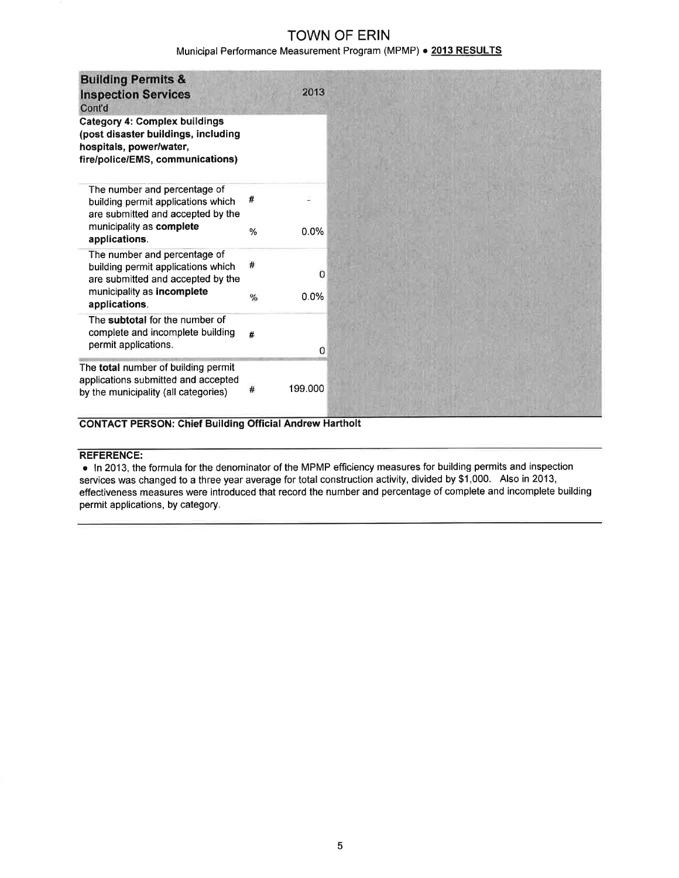# TOWN OF ERIN

Municipal Performance Measurement Program (MPMP) • **2013 RESULTS**

| **Building Permits & Inspection Services** Cont'd | | 2013 |
|---|---|---|
| **Category 4: Complex buildings (post disaster buildings, including hospitals, power/water, fire/police/EMS, communications)** | | |
| The number and percentage of building permit applications which are submitted and accepted by the municipality as **complete applications**. | # | - |
| | % | 0.0% |
| The number and percentage of building permit applications which are submitted and accepted by the municipality as **incomplete applications**. | # | 0 |
| | % | 0.0% |
| The **subtotal** for the number of complete and incomplete building permit applications. | # | 0 |
| The **total** number of building permit applications submitted and accepted by the municipality (all categories) | # | 199.000 |

**CONTACT PERSON: Chief Building Official Andrew Hartholt**

**REFERENCE:**

- In 2013, the formula for the denominator of the MPMP efficiency measures for building permits and inspection services was changed to a three year average for total construction activity, divided by $1,000. Also in 2013, effectiveness measures were introduced that record the number and percentage of complete and incomplete building permit applications, by category.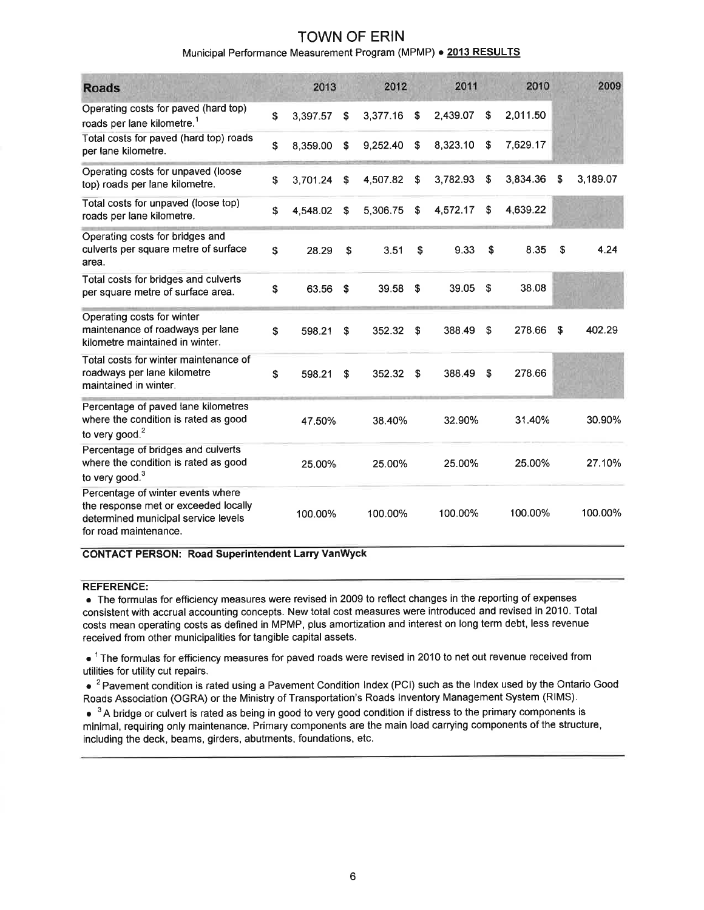# TOWN OF ERIN

Municipal Performance Measurement Program (MPMP) • **2013 RESULTS**

| Roads | 2013 | 2012 | 2011 | 2010 | 2009 |
|---|---|---|---|---|---|
| Operating costs for paved (hard top) roads per lane kilometre.[1] | $ 3,397.57 | $ 3,377.16 | $ 2,439.07 | $ 2,011.50 | |
| Total costs for paved (hard top) roads per lane kilometre. | $ 8,359.00 | $ 9,252.40 | $ 8,323.10 | $ 7,629.17 | |
| Operating costs for unpaved (loose top) roads per lane kilometre. | $ 3,701.24 | $ 4,507.82 | $ 3,782.93 | $ 3,834.36 | $ 3,189.07 |
| Total costs for unpaved (loose top) roads per lane kilometre. | $ 4,548.02 | $ 5,306.75 | $ 4,572.17 | $ 4,639.22 | |
| Operating costs for bridges and culverts per square metre of surface area. | $ 28.29 | $ 3.51 | $ 9.33 | $ 8.35 | $ 4.24 |
| Total costs for bridges and culverts per square metre of surface area. | $ 63.56 | $ 39.58 | $ 39.05 | $ 38.08 | |
| Operating costs for winter maintenance of roadways per lane kilometre maintained in winter. | $ 598.21 | $ 352.32 | $ 388.49 | $ 278.66 | $ 402.29 |
| Total costs for winter maintenance of roadways per lane kilometre maintained in winter. | $ 598.21 | $ 352.32 | $ 388.49 | $ 278.66 | |
| Percentage of paved lane kilometres where the condition is rated as good to very good.[2] | 47.50% | 38.40% | 32.90% | 31.40% | 30.90% |
| Percentage of bridges and culverts where the condition is rated as good to very good.[3] | 25.00% | 25.00% | 25.00% | 25.00% | 27.10% |
| Percentage of winter events where the response met or exceeded locally determined municipal service levels for road maintenance. | 100.00% | 100.00% | 100.00% | 100.00% | 100.00% |

**CONTACT PERSON: Road Superintendent Larry VanWyck**

**REFERENCE:**

- The formulas for efficiency measures were revised in 2009 to reflect changes in the reporting of expenses consistent with accrual accounting concepts. New total cost measures were introduced and revised in 2010. Total costs mean operating costs as defined in MPMP, plus amortization and interest on long term debt, less revenue received from other municipalities for tangible capital assets.
- [1] The formulas for efficiency measures for paved roads were revised in 2010 to net out revenue received from utilities for utility cut repairs.
- [2] Pavement condition is rated using a Pavement Condition Index (PCI) such as the Index used by the Ontario Good Roads Association (OGRA) or the Ministry of Transportation's Roads Inventory Management System (RIMS).
- [3] A bridge or culvert is rated as being in good to very good condition if distress to the primary components is minimal, requiring only maintenance. Primary components are the main load carrying components of the structure, including the deck, beams, girders, abutments, foundations, etc.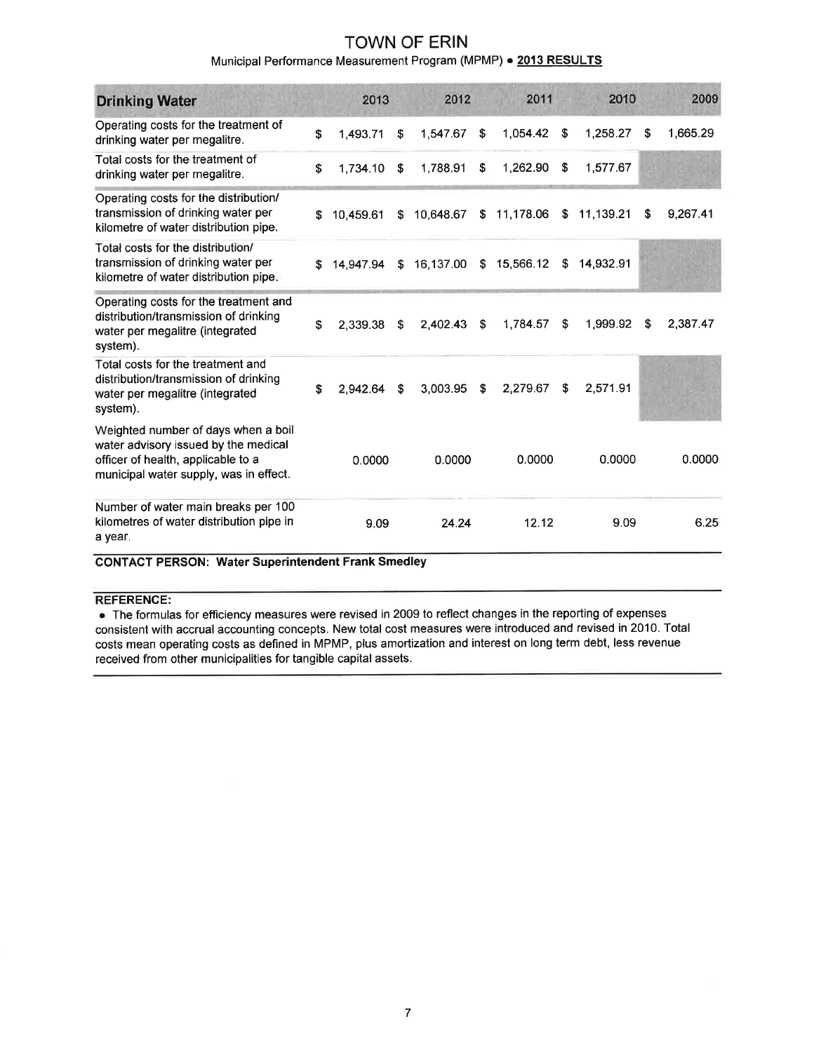# TOWN OF ERIN

Municipal Performance Measurement Program (MPMP) • **2013 RESULTS**

| Drinking Water | 2013 | 2012 | 2011 | 2010 | 2009 |
|---|---|---|---|---|---|
| Operating costs for the treatment of drinking water per megalitre. | $ 1,493.71 | $ 1,547.67 | $ 1,054.42 | $ 1,258.27 | $ 1,665.29 |
| Total costs for the treatment of drinking water per megalitre. | $ 1,734.10 | $ 1,788.91 | $ 1,262.90 | $ 1,577.67 | |
| Operating costs for the distribution/ transmission of drinking water per kilometre of water distribution pipe. | $ 10,459.61 | $ 10,648.67 | $ 11,178.06 | $ 11,139.21 | $ 9,267.41 |
| Total costs for the distribution/ transmission of drinking water per kilometre of water distribution pipe. | $ 14,947.94 | $ 16,137.00 | $ 15,566.12 | $ 14,932.91 | |
| Operating costs for the treatment and distribution/transmission of drinking water per megalitre (integrated system). | $ 2,339.38 | $ 2,402.43 | $ 1,784.57 | $ 1,999.92 | $ 2,387.47 |
| Total costs for the treatment and distribution/transmission of drinking water per megalitre (integrated system). | $ 2,942.64 | $ 3,003.95 | $ 2,279.67 | $ 2,571.91 | |
| Weighted number of days when a boil water advisory issued by the medical officer of health, applicable to a municipal water supply, was in effect. | 0.0000 | 0.0000 | 0.0000 | 0.0000 | 0.0000 |
| Number of water main breaks per 100 kilometres of water distribution pipe in a year. | 9.09 | 24.24 | 12.12 | 9.09 | 6.25 |

**CONTACT PERSON: Water Superintendent Frank Smedley**

**REFERENCE:**

- The formulas for efficiency measures were revised in 2009 to reflect changes in the reporting of expenses consistent with accrual accounting concepts. New total cost measures were introduced and revised in 2010. Total costs mean operating costs as defined in MPMP, plus amortization and interest on long term debt, less revenue received from other municipalities for tangible capital assets.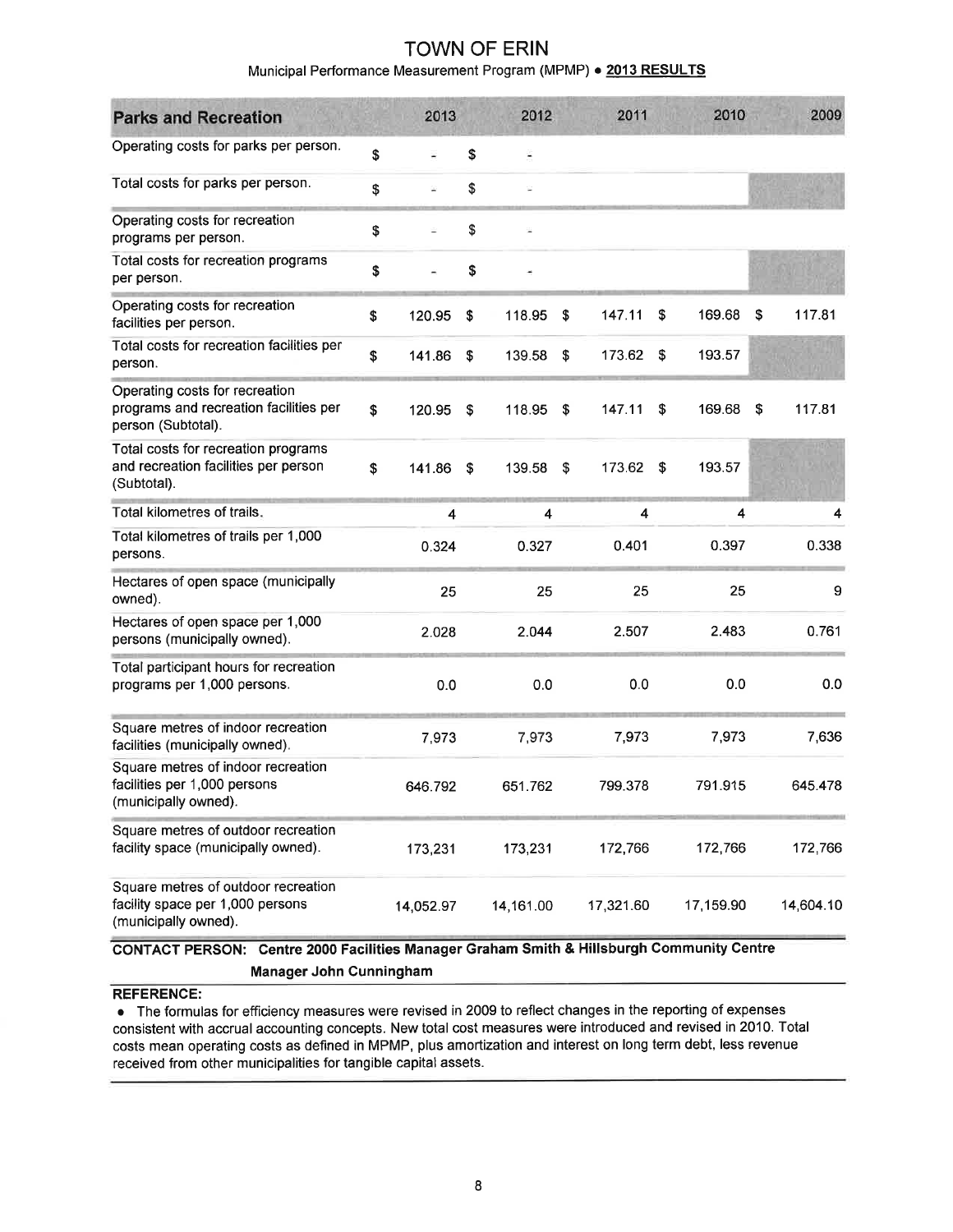# TOWN OF ERIN

Municipal Performance Measurement Program (MPMP) • **2013 RESULTS**

| Parks and Recreation | 2013 | 2012 | 2011 | 2010 | 2009 |
|---|---|---|---|---|---|
| Operating costs for parks per person. | $ - | $ - | | | |
| Total costs for parks per person. | $ - | $ - | | | |
| Operating costs for recreation programs per person. | $ - | $ - | | | |
| Total costs for recreation programs per person. | $ - | $ - | | | |
| Operating costs for recreation facilities per person. | $ 120.95 | $ 118.95 | $ 147.11 | $ 169.68 | $ 117.81 |
| Total costs for recreation facilities per person. | $ 141.86 | $ 139.58 | $ 173.62 | $ 193.57 | |
| Operating costs for recreation programs and recreation facilities per person (Subtotal). | $ 120.95 | $ 118.95 | $ 147.11 | $ 169.68 | $ 117.81 |
| Total costs for recreation programs and recreation facilities per person (Subtotal). | $ 141.86 | $ 139.58 | $ 173.62 | $ 193.57 | |
| Total kilometres of trails. | 4 | 4 | 4 | 4 | 4 |
| Total kilometres of trails per 1,000 persons. | 0.324 | 0.327 | 0.401 | 0.397 | 0.338 |
| Hectares of open space (municipally owned). | 25 | 25 | 25 | 25 | 9 |
| Hectares of open space per 1,000 persons (municipally owned). | 2.028 | 2.044 | 2.507 | 2.483 | 0.761 |
| Total participant hours for recreation programs per 1,000 persons. | 0.0 | 0.0 | 0.0 | 0.0 | 0.0 |
| Square metres of indoor recreation facilities (municipally owned). | 7,973 | 7,973 | 7,973 | 7,973 | 7,636 |
| Square metres of indoor recreation facilities per 1,000 persons (municipally owned). | 646.792 | 651.762 | 799.378 | 791.915 | 645.478 |
| Square metres of outdoor recreation facility space (municipally owned). | 173,231 | 173,231 | 172,766 | 172,766 | 172,766 |
| Square metres of outdoor recreation facility space per 1,000 persons (municipally owned). | 14,052.97 | 14,161.00 | 17,321.60 | 17,159.90 | 14,604.10 |

**CONTACT PERSON: Centre 2000 Facilities Manager Graham Smith & Hillsburgh Community Centre Manager John Cunningham**

**REFERENCE:**

- The formulas for efficiency measures were revised in 2009 to reflect changes in the reporting of expenses consistent with accrual accounting concepts. New total cost measures were introduced and revised in 2010. Total costs mean operating costs as defined in MPMP, plus amortization and interest on long term debt, less revenue received from other municipalities for tangible capital assets.